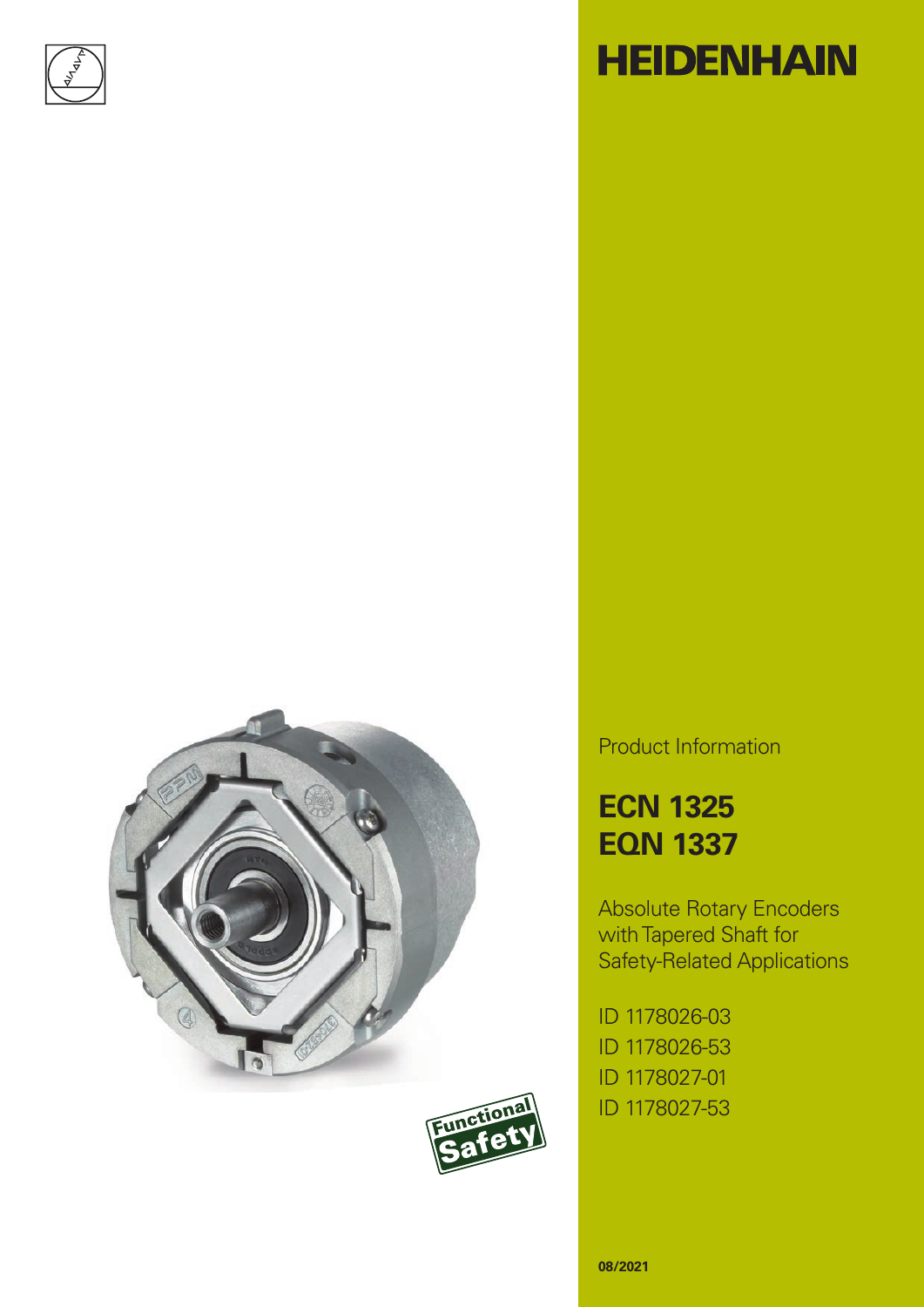# HEIDENHAIN

Product Information

## ECN 1325
## EQN 1337

Absolute Rotary Encoders with Tapered Shaft for Safety-Related Applications

ID 1178026-03
ID 1178026-53
ID 1178027-01
ID 1178027-53

Functional Safety

08/2021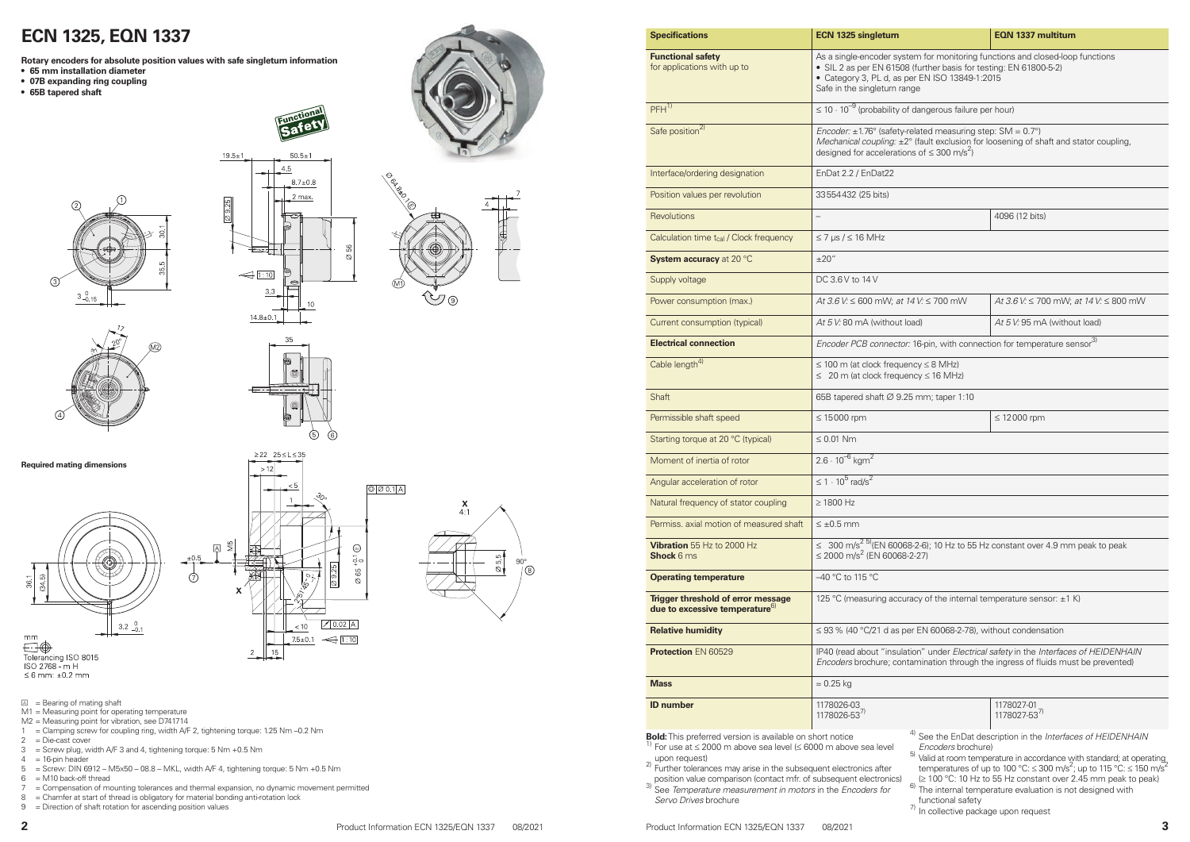# ECN 1325, EQN 1337

**Rotary encoders for absolute position values with safe singleturn information**

- **65 mm installation diameter**
- **07B expanding ring coupling**
- **65B tapered shaft**

**Required mating dimensions**

mm

Tolerancing ISO 8015
ISO 2768 - m H
≤ 6 mm: ±0.2 mm

Ⓐ = Bearing of mating shaft
M1 = Measuring point for operating temperature
M2 = Measuring point for vibration, see D741714
1 = Clamping screw for coupling ring, width A/F 2, tightening torque: 1.25 Nm –0.2 Nm
2 = Die-cast cover
3 = Screw plug, width A/F 3 and 4, tightening torque: 5 Nm +0.5 Nm
4 = 16-pin header
5 = Screw: DIN 6912 – M5x50 – 08.8 – MKL, width A/F 4, tightening torque: 5 Nm +0.5 Nm
6 = M10 back-off thread
7 = Compensation of mounting tolerances and thermal expansion, no dynamic movement permitted
8 = Chamfer at start of thread is obligatory for material bonding anti-rotation lock
9 = Direction of shaft rotation for ascending position values

| Specifications | ECN 1325 singleturn | EQN 1337 multiturn |
|---|---|---|
| **Functional safety** for applications with up to | As a single-encoder system for monitoring functions and closed-loop functions<br>• SIL 2 as per EN 61508 (further basis for testing: EN 61800-5-2)<br>• Category 3, PL d, as per EN ISO 13849-1:2015<br>Safe in the singleturn range | |
| PFH[1] | $\leq 10 \cdot 10^{-9}$ (probability of dangerous failure per hour) | |
| Safe position[2] | *Encoder:* ±1.76° (safety-related measuring step: SM = 0.7°)<br>*Mechanical coupling:* ±2° (fault exclusion for loosening of shaft and stator coupling, designed for accelerations of ≤ 300 $m/s^2$) | |
| Interface/ordering designation | EnDat 2.2 / EnDat22 | |
| Position values per revolution | 33554432 (25 bits) | |
| Revolutions | – | 4096 (12 bits) |
| Calculation time $t_{cal}$ / Clock frequency | ≤ 7 µs / ≤ 16 MHz | |
| **System accuracy** at 20 °C | ±20" | |
| Supply voltage | DC 3.6 V to 14 V | |
| Power consumption (max.) | *At 3.6 V:* ≤ 600 mW; *at 14 V:* ≤ 700 mW | *At 3.6 V:* ≤ 700 mW; *at 14 V:* ≤ 800 mW |
| Current consumption (typical) | *At 5 V:* 80 mA (without load) | *At 5 V:* 95 mA (without load) |
| **Electrical connection** | *Encoder PCB connector:* 16-pin, with connection for temperature sensor[3] | |
| Cable length[4] | ≤ 100 m (at clock frequency ≤ 8 MHz)<br>≤ 20 m (at clock frequency ≤ 16 MHz) | |
| Shaft | 65B tapered shaft Ø 9.25 mm; taper 1:10 | |
| Permissible shaft speed | ≤ 15000 rpm | ≤ 12000 rpm |
| Starting torque at 20 °C (typical) | ≤ 0.01 Nm | |
| Moment of inertia of rotor | $2.6 \cdot 10^{-6}$ $kgm^2$ | |
| Angular acceleration of rotor | $\leq 1 \cdot 10^{5}$ $rad/s^2$ | |
| Natural frequency of stator coupling | ≥ 1800 Hz | |
| Permiss. axial motion of measured shaft | ≤ ±0.5 mm | |
| **Vibration** 55 Hz to 2000 Hz<br>**Shock** 6 ms | ≤ 300 $m/s^2$ [5] (EN 60068-2-6); 10 Hz to 55 Hz constant over 4.9 mm peak to peak<br>≤ 2000 $m/s^2$ (EN 60068-2-27) | |
| **Operating temperature** | –40 °C to 115 °C | |
| **Trigger threshold of error message due to excessive temperature**[6] | 125 °C (measuring accuracy of the internal temperature sensor: ±1 K) | |
| **Relative humidity** | ≤ 93 % (40 °C/21 d as per EN 60068-2-78), without condensation | |
| **Protection** EN 60529 | IP40 (read about "insulation" under *Electrical safety* in the *Interfaces of HEIDENHAIN Encoders* brochure; contamination through the ingress of fluids must be prevented) | |
| **Mass** | ≈ 0.25 kg | |
| **ID number** | 1178026-03<br>1178026-53[7] | 1178027-01<br>1178027-53[7] |

**Bold:** This preferred version is available on short notice
[1] For use at ≤ 2000 m above sea level (≤ 6000 m above sea level upon request)
[2] Further tolerances may arise in the subsequent electronics after position value comparison (contact mfr. of subsequent electronics)
[3] See *Temperature measurement in motors* in the *Encoders for Servo Drives* brochure
[4] See the EnDat description in the *Interfaces of HEIDENHAIN Encoders* brochure)
[5] Valid at room temperature in accordance with standard; at operating temperatures of up to 100 °C: ≤ 300 $m/s^2$; up to 115 °C: ≤ 150 $m/s^2$ (≥ 100 °C: 10 Hz to 55 Hz constant over 2.45 mm peak to peak)
[6] The internal temperature evaluation is not designed with functional safety
[7] In collective package upon request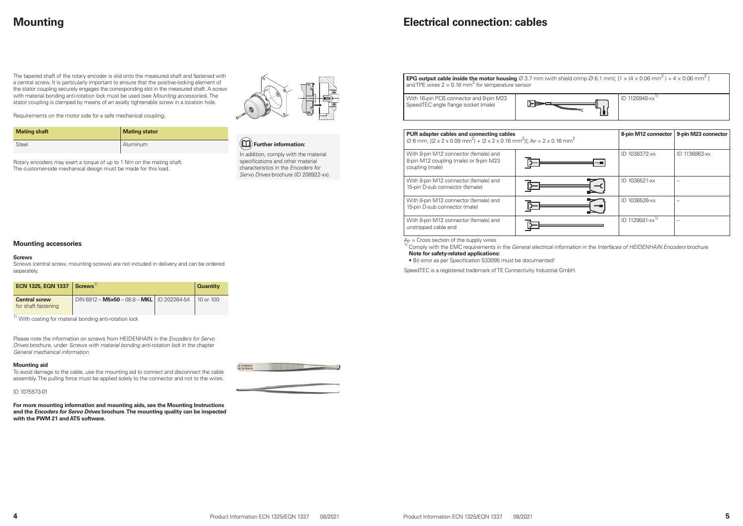# Mounting

The tapered shaft of the rotary encoder is slid onto the measured shaft and fastened with a central screw. It is particularly important to ensure that the positive-locking element of the stator coupling securely engages the corresponding slot in the measured shaft. A screw with material bonding anti-rotation lock must be used (see *Mounting accessories*). The stator coupling is clamped by means of an axially tightenable screw in a location hole.

Requirements on the motor side for a safe mechanical coupling:

| Mating shaft | Mating stator |
|---|---|
| Steel | Aluminum |

Rotary encoders may exert a torque of up to 1 Nm on the mating shaft. The customer-side mechanical design must be made for this load.

**Further information:**

In addition, comply with the material specifications and other material characteristics in the *Encoders for Servo Drives* brochure (ID 208922-xx).

## Mounting accessories

**Screws**

Screws (central screw, mounting screws) are not included in delivery and can be ordered separately.

| ECN 1325, EQN 1337 | Screws[1] | | Quantity |
|---|---|---|---|
| **Central screw** for shaft fastening | DIN 6912 – **M5×50** – 08.8 – **MKL** | ID 202264-54 | 10 or 100 |

[1] With coating for material bonding anti-rotation lock

Please note the information on screws from HEIDENHAIN in the *Encoders for Servo Drives* brochure, under *Screws with material bonding anti-rotation lock* in the chapter *General mechanical information.*

**Mounting aid**

To avoid damage to the cable, use the mounting aid to connect and disconnect the cable assembly. The pulling force must be applied solely to the connector and not to the wires.

ID 1075573-01

**For more mounting information and mounting aids, see the Mounting Instructions and the *Encoders for Servo Drives* brochure. The mounting quality can be inspected with the PWM 21 and ATS software.**

# Electrical connection: cables

| **EPG output cable inside the motor housing** Ø 3.7 mm (with shield crimp Ø 6.1 mm); [1 × (4 × 0.06 $mm^2$) + 4 × 0.06 $mm^2$] and TPE wires 2 × 0.16 $mm^2$ for temperature sensor | |
|---|---|
| With 16-pin PCB connector and 9-pin M23 SpeedTEC angle flange socket (male) | ID 1120948-xx[1] |

| **PUR adapter cables and connecting cables** Ø 6 mm; [(2 x 2 x 0.09 $mm^2$) + (2 x 2 x 0.16 $mm^2$)]; $A_P$ = 2 x 0.16 $mm^2$ | 8-pin M12 connector | 9-pin M23 connector |
|---|---|---|
| With 8-pin M12 connector (female) and 8-pin M12 coupling (male) or 9-pin M23 coupling (male) | ID 1036372-xx | ID 1136863-xx |
| With 8-pin M12 connector (female) and 15-pin D-sub connector (female) | ID 1036521-xx | – |
| With 8-pin M12 connector (female) and 15-pin D-sub connector (male) | ID 1036526-xx | – |
| With 8-pin M12 connector (female) and unstripped cable end | ID 1129581-xx[1] | – |

$A_P$ = Cross section of the supply wires

[1] Comply with the EMC requirements in the *General electrical information* in the *Interfaces of HEIDENHAIN Encoders* brochure

**Note for safety-related applications:**

- Bit error as per Specification 533095 must be documented!

SpeedTEC is a registered trademark of TE Connectivity Industrial GmbH.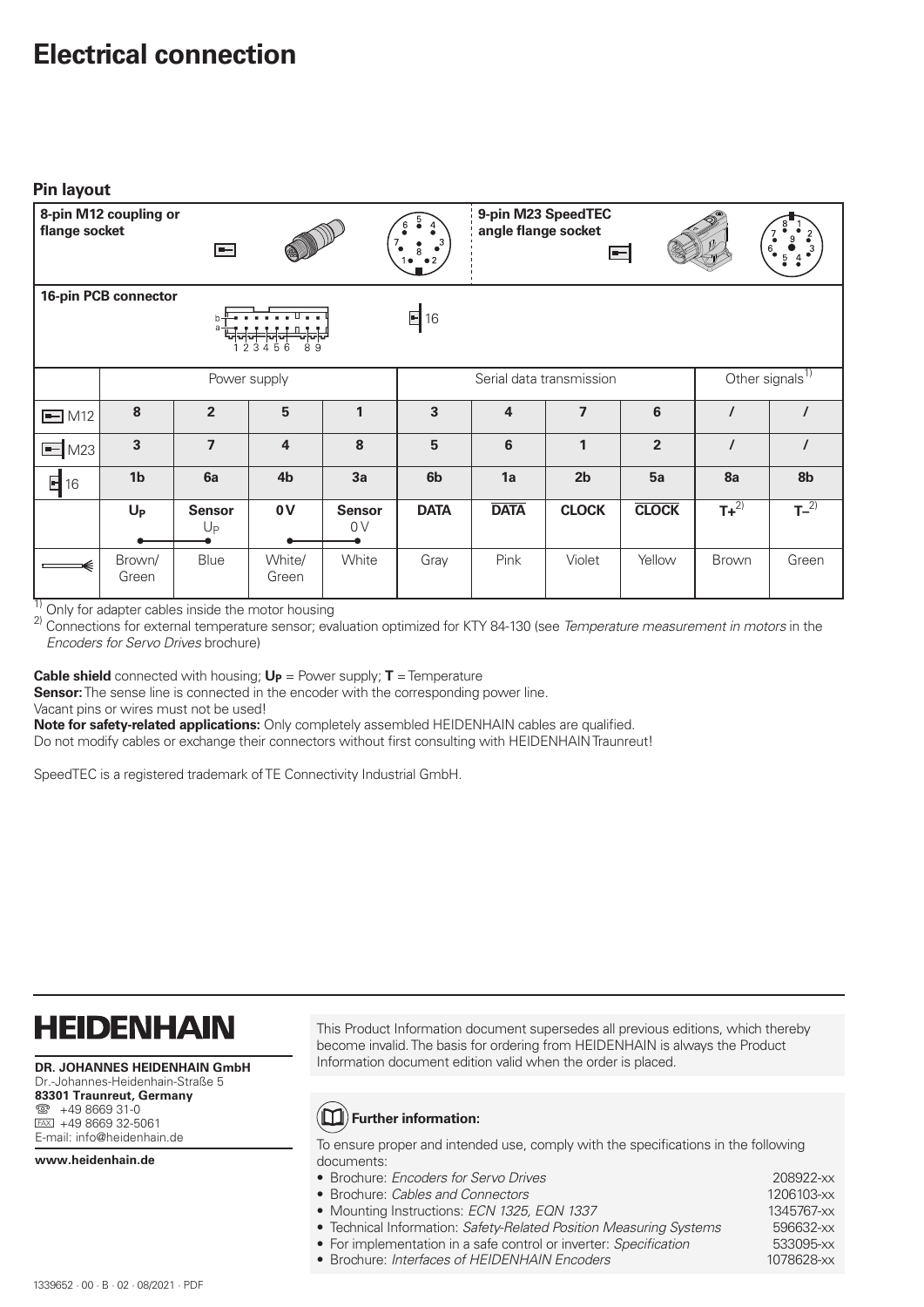# Electrical connection

## Pin layout

| 8-pin M12 coupling or flange socket | | | | | 9-pin M23 SpeedTEC angle flange socket | | | | |
|---|---|---|---|---|---|---|---|---|---|
| **16-pin PCB connector** | | | | | | | | | |
| | Power supply | | | | Serial data transmission | | | | Other signals[1] |
| M12 | **8** | **2** | **5** | **1** | **3** | **4** | **7** | **6** | **/** | **/** |
| M23 | **3** | **7** | **4** | **8** | **5** | **6** | **1** | **2** | **/** | **/** |
| 16 | **1b** | **6a** | **4b** | **3a** | **6b** | **1a** | **2b** | **5a** | **8a** | **8b** |
| | **$U_P$** | **Sensor** $U_P$ | **0 V** | **Sensor** 0 V | **DATA** | **$\overline{\text{DATA}}$** | **CLOCK** | **$\overline{\text{CLOCK}}$** | **T+**[2] | **T–**[2] |
| Cable | Brown/Green | Blue | White/Green | White | Gray | Pink | Violet | Yellow | Brown | Green |

[1] Only for adapter cables inside the motor housing
[2] Connections for external temperature sensor; evaluation optimized for KTY 84-130 (see *Temperature measurement in motors* in the *Encoders for Servo Drives* brochure)

**Cable shield** connected with housing; **$U_P$** = Power supply; **T** = Temperature
**Sensor:** The sense line is connected in the encoder with the corresponding power line.
Vacant pins or wires must not be used!
**Note for safety-related applications:** Only completely assembled HEIDENHAIN cables are qualified.
Do not modify cables or exchange their connectors without first consulting with HEIDENHAIN Traunreut!

SpeedTEC is a registered trademark of TE Connectivity Industrial GmbH.

**HEIDENHAIN**

**DR. JOHANNES HEIDENHAIN GmbH**
Dr.-Johannes-Heidenhain-Straße 5
**83301 Traunreut, Germany**
+49 8669 31-0
FAX +49 8669 32-5061
E-mail: info@heidenhain.de

**www.heidenhain.de**

This Product Information document supersedes all previous editions, which thereby become invalid. The basis for ordering from HEIDENHAIN is always the Product Information document edition valid when the order is placed.

**Further information:**

To ensure proper and intended use, comply with the specifications in the following documents:

- Brochure: *Encoders for Servo Drives* 208922-xx
- Brochure: *Cables and Connectors* 1206103-xx
- Mounting Instructions: *ECN 1325, EQN 1337* 1345767-xx
- Technical Information: *Safety-Related Position Measuring Systems* 596632-xx
- For implementation in a safe control or inverter: *Specification* 533095-xx
- Brochure: *Interfaces of HEIDENHAIN Encoders* 1078628-xx

1339652 · 00 · B · 02 · 08/2021 · PDF